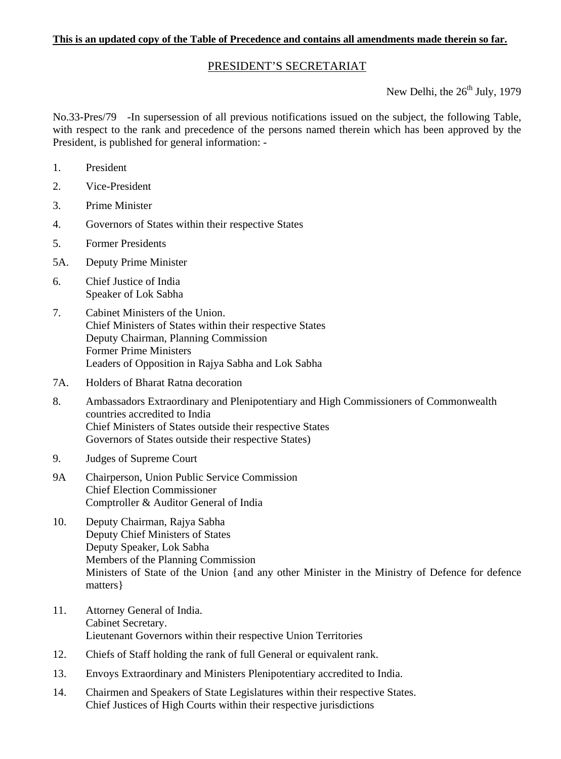**This is an updated copy of the Table of Precedence and contains all amendments made therein so far.**

## PRESIDENT'S SECRETARIAT

New Delhi, the 26th July, 1979

No.33-Pres/79 -In supersession of all previous notifications issued on the subject, the following Table, with respect to the rank and precedence of the persons named therein which has been approved by the President, is published for general information: -

1. President
2. Vice-President
3. Prime Minister
4. Governors of States within their respective States
5. Former Presidents

5A. Deputy Prime Minister

6. Chief Justice of India
   Speaker of Lok Sabha
7. Cabinet Ministers of the Union.
   Chief Ministers of States within their respective States
   Deputy Chairman, Planning Commission
   Former Prime Ministers
   Leaders of Opposition in Rajya Sabha and Lok Sabha

7A. Holders of Bharat Ratna decoration

8. Ambassadors Extraordinary and Plenipotentiary and High Commissioners of Commonwealth countries accredited to India
   Chief Ministers of States outside their respective States
   Governors of States outside their respective States)
9. Judges of Supreme Court

9A Chairperson, Union Public Service Commission
Chief Election Commissioner
Comptroller & Auditor General of India

10. Deputy Chairman, Rajya Sabha
    Deputy Chief Ministers of States
    Deputy Speaker, Lok Sabha
    Members of the Planning Commission
    Ministers of State of the Union {and any other Minister in the Ministry of Defence for defence matters}
11. Attorney General of India.
    Cabinet Secretary.
    Lieutenant Governors within their respective Union Territories
12. Chiefs of Staff holding the rank of full General or equivalent rank.
13. Envoys Extraordinary and Ministers Plenipotentiary accredited to India.
14. Chairmen and Speakers of State Legislatures within their respective States.
    Chief Justices of High Courts within their respective jurisdictions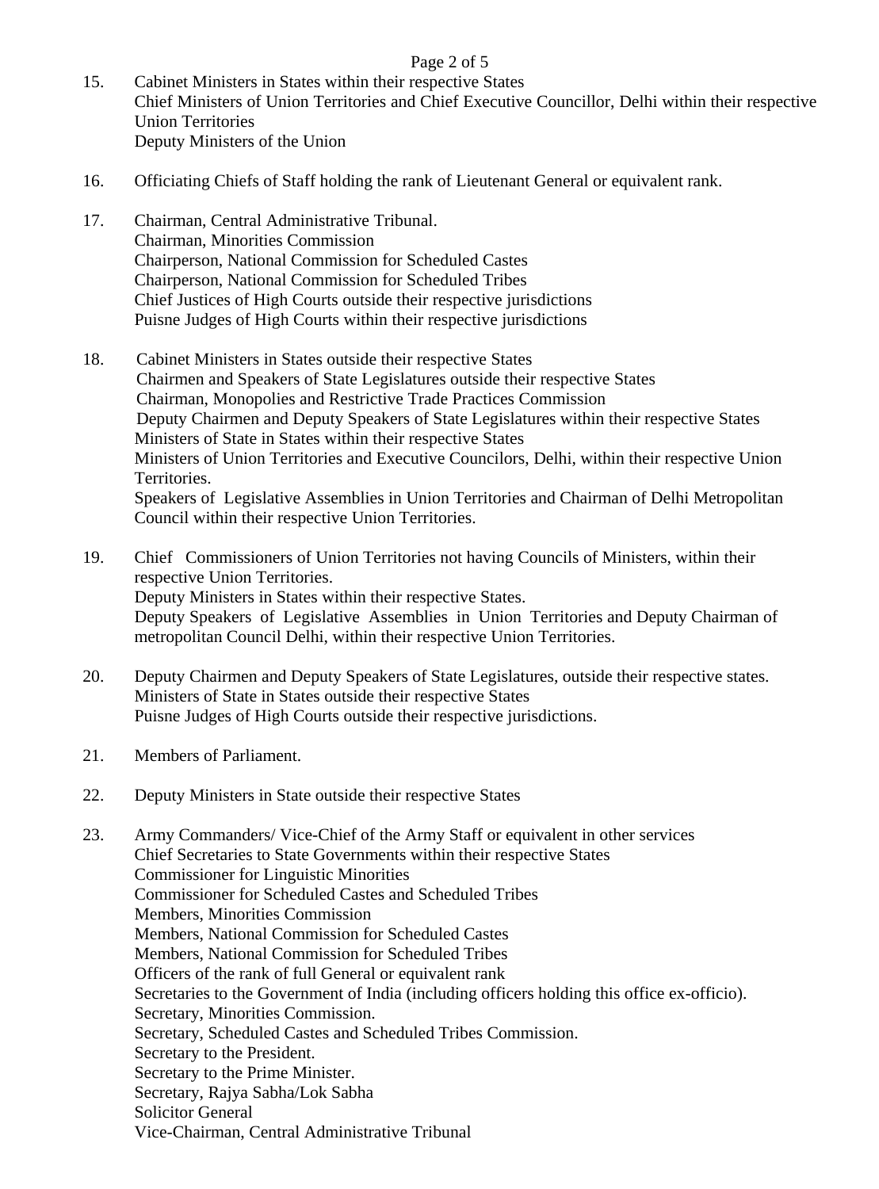15. Cabinet Ministers in States within their respective States
    Chief Ministers of Union Territories and Chief Executive Councillor, Delhi within their respective Union Territories
    Deputy Ministers of the Union

16. Officiating Chiefs of Staff holding the rank of Lieutenant General or equivalent rank.

17. Chairman, Central Administrative Tribunal.
    Chairman, Minorities Commission
    Chairperson, National Commission for Scheduled Castes
    Chairperson, National Commission for Scheduled Tribes
    Chief Justices of High Courts outside their respective jurisdictions
    Puisne Judges of High Courts within their respective jurisdictions

18. Cabinet Ministers in States outside their respective States
    Chairmen and Speakers of State Legislatures outside their respective States
    Chairman, Monopolies and Restrictive Trade Practices Commission
    Deputy Chairmen and Deputy Speakers of State Legislatures within their respective States
    Ministers of State in States within their respective States
    Ministers of Union Territories and Executive Councilors, Delhi, within their respective Union Territories.
    Speakers of Legislative Assemblies in Union Territories and Chairman of Delhi Metropolitan Council within their respective Union Territories.

19. Chief Commissioners of Union Territories not having Councils of Ministers, within their respective Union Territories.
    Deputy Ministers in States within their respective States.
    Deputy Speakers of Legislative Assemblies in Union Territories and Deputy Chairman of metropolitan Council Delhi, within their respective Union Territories.

20. Deputy Chairmen and Deputy Speakers of State Legislatures, outside their respective states.
    Ministers of State in States outside their respective States
    Puisne Judges of High Courts outside their respective jurisdictions.

21. Members of Parliament.

22. Deputy Ministers in State outside their respective States

23. Army Commanders/ Vice-Chief of the Army Staff or equivalent in other services
    Chief Secretaries to State Governments within their respective States
    Commissioner for Linguistic Minorities
    Commissioner for Scheduled Castes and Scheduled Tribes
    Members, Minorities Commission
    Members, National Commission for Scheduled Castes
    Members, National Commission for Scheduled Tribes
    Officers of the rank of full General or equivalent rank
    Secretaries to the Government of India (including officers holding this office ex-officio).
    Secretary, Minorities Commission.
    Secretary, Scheduled Castes and Scheduled Tribes Commission.
    Secretary to the President.
    Secretary to the Prime Minister.
    Secretary, Rajya Sabha/Lok Sabha
    Solicitor General
    Vice-Chairman, Central Administrative Tribunal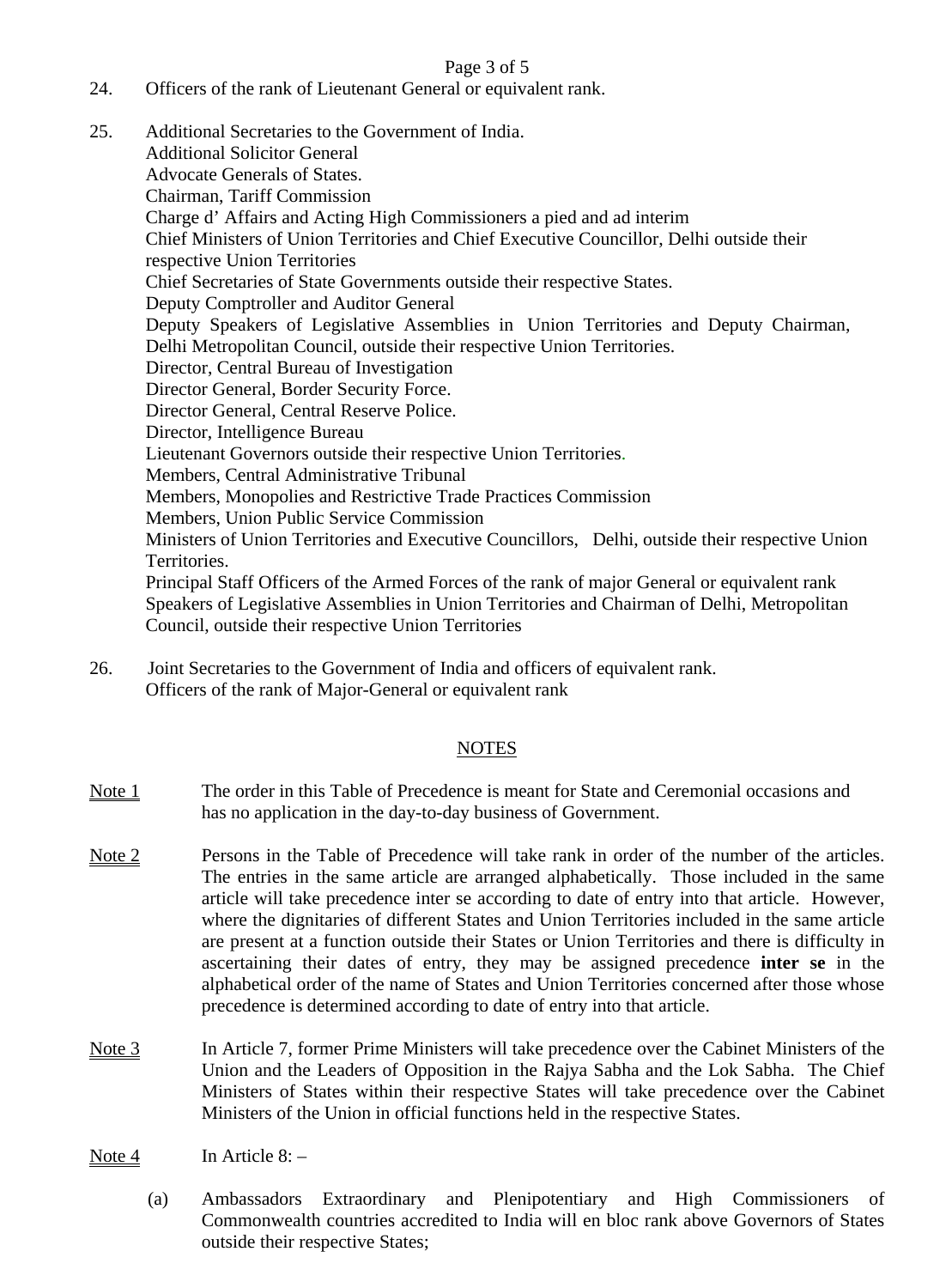24. Officers of the rank of Lieutenant General or equivalent rank.

25. Additional Secretaries to the Government of India.
    Additional Solicitor General
    Advocate Generals of States.
    Chairman, Tariff Commission
    Charge d' Affairs and Acting High Commissioners a pied and ad interim
    Chief Ministers of Union Territories and Chief Executive Councillor, Delhi outside their respective Union Territories
    Chief Secretaries of State Governments outside their respective States.
    Deputy Comptroller and Auditor General
    Deputy Speakers of Legislative Assemblies in Union Territories and Deputy Chairman, Delhi Metropolitan Council, outside their respective Union Territories.
    Director, Central Bureau of Investigation
    Director General, Border Security Force.
    Director General, Central Reserve Police.
    Director, Intelligence Bureau
    Lieutenant Governors outside their respective Union Territories.
    Members, Central Administrative Tribunal
    Members, Monopolies and Restrictive Trade Practices Commission
    Members, Union Public Service Commission
    Ministers of Union Territories and Executive Councillors, Delhi, outside their respective Union Territories.
    Principal Staff Officers of the Armed Forces of the rank of major General or equivalent rank
    Speakers of Legislative Assemblies in Union Territories and Chairman of Delhi, Metropolitan Council, outside their respective Union Territories

26. Joint Secretaries to the Government of India and officers of equivalent rank.
    Officers of the rank of Major-General or equivalent rank

## NOTES

Note 1 — The order in this Table of Precedence is meant for State and Ceremonial occasions and has no application in the day-to-day business of Government.

Note 2 — Persons in the Table of Precedence will take rank in order of the number of the articles. The entries in the same article are arranged alphabetically. Those included in the same article will take precedence inter se according to date of entry into that article. However, where the dignitaries of different States and Union Territories included in the same article are present at a function outside their States or Union Territories and there is difficulty in ascertaining their dates of entry, they may be assigned precedence **inter se** in the alphabetical order of the name of States and Union Territories concerned after those whose precedence is determined according to date of entry into that article.

Note 3 — In Article 7, former Prime Ministers will take precedence over the Cabinet Ministers of the Union and the Leaders of Opposition in the Rajya Sabha and the Lok Sabha. The Chief Ministers of States within their respective States will take precedence over the Cabinet Ministers of the Union in official functions held in the respective States.

Note 4 — In Article 8: –

(a) Ambassadors Extraordinary and Plenipotentiary and High Commissioners of Commonwealth countries accredited to India will en bloc rank above Governors of States outside their respective States;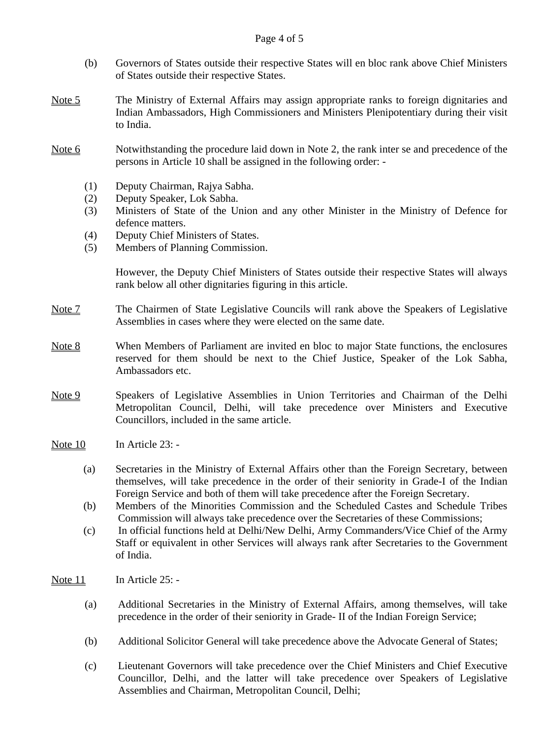(b) Governors of States outside their respective States will en bloc rank above Chief Ministers of States outside their respective States.

<u>Note 5</u> The Ministry of External Affairs may assign appropriate ranks to foreign dignitaries and Indian Ambassadors, High Commissioners and Ministers Plenipotentiary during their visit to India.

<u>Note 6</u> Notwithstanding the procedure laid down in Note 2, the rank inter se and precedence of the persons in Article 10 shall be assigned in the following order: -

(1) Deputy Chairman, Rajya Sabha.
(2) Deputy Speaker, Lok Sabha.
(3) Ministers of State of the Union and any other Minister in the Ministry of Defence for defence matters.
(4) Deputy Chief Ministers of States.
(5) Members of Planning Commission.

However, the Deputy Chief Ministers of States outside their respective States will always rank below all other dignitaries figuring in this article.

<u>Note 7</u> The Chairmen of State Legislative Councils will rank above the Speakers of Legislative Assemblies in cases where they were elected on the same date.

<u>Note 8</u> When Members of Parliament are invited en bloc to major State functions, the enclosures reserved for them should be next to the Chief Justice, Speaker of the Lok Sabha, Ambassadors etc.

<u>Note 9</u> Speakers of Legislative Assemblies in Union Territories and Chairman of the Delhi Metropolitan Council, Delhi, will take precedence over Ministers and Executive Councillors, included in the same article.

<u>Note 10</u> In Article 23: -

(a) Secretaries in the Ministry of External Affairs other than the Foreign Secretary, between themselves, will take precedence in the order of their seniority in Grade-I of the Indian Foreign Service and both of them will take precedence after the Foreign Secretary.
(b) Members of the Minorities Commission and the Scheduled Castes and Schedule Tribes Commission will always take precedence over the Secretaries of these Commissions;
(c) In official functions held at Delhi/New Delhi, Army Commanders/Vice Chief of the Army Staff or equivalent in other Services will always rank after Secretaries to the Government of India.

<u>Note 11</u> In Article 25: -

(a) Additional Secretaries in the Ministry of External Affairs, among themselves, will take precedence in the order of their seniority in Grade- II of the Indian Foreign Service;

(b) Additional Solicitor General will take precedence above the Advocate General of States;

(c) Lieutenant Governors will take precedence over the Chief Ministers and Chief Executive Councillor, Delhi, and the latter will take precedence over Speakers of Legislative Assemblies and Chairman, Metropolitan Council, Delhi;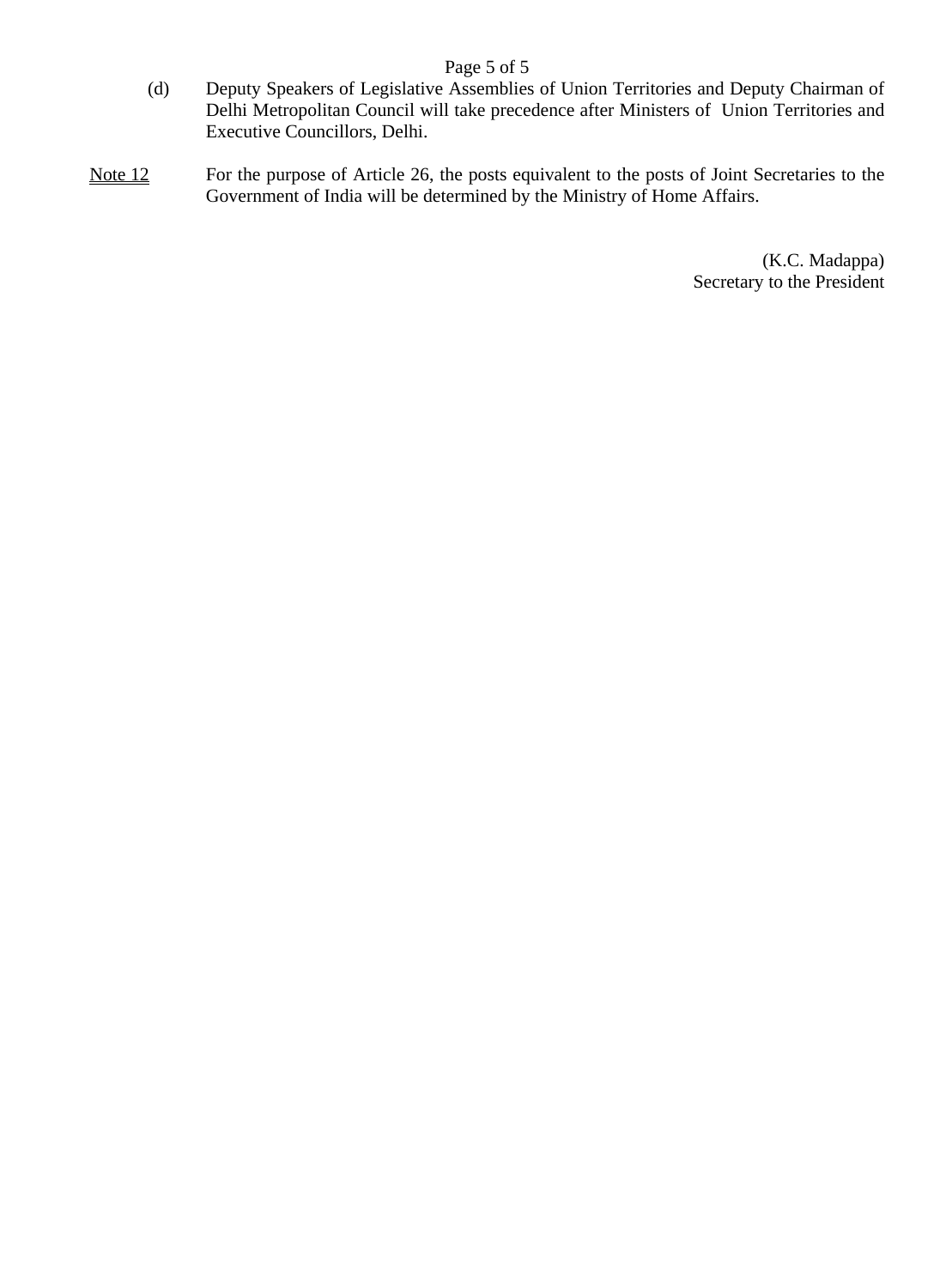(d) Deputy Speakers of Legislative Assemblies of Union Territories and Deputy Chairman of Delhi Metropolitan Council will take precedence after Ministers of Union Territories and Executive Councillors, Delhi.

<u>Note 12</u> For the purpose of Article 26, the posts equivalent to the posts of Joint Secretaries to the Government of India will be determined by the Ministry of Home Affairs.

(K.C. Madappa)
Secretary to the President